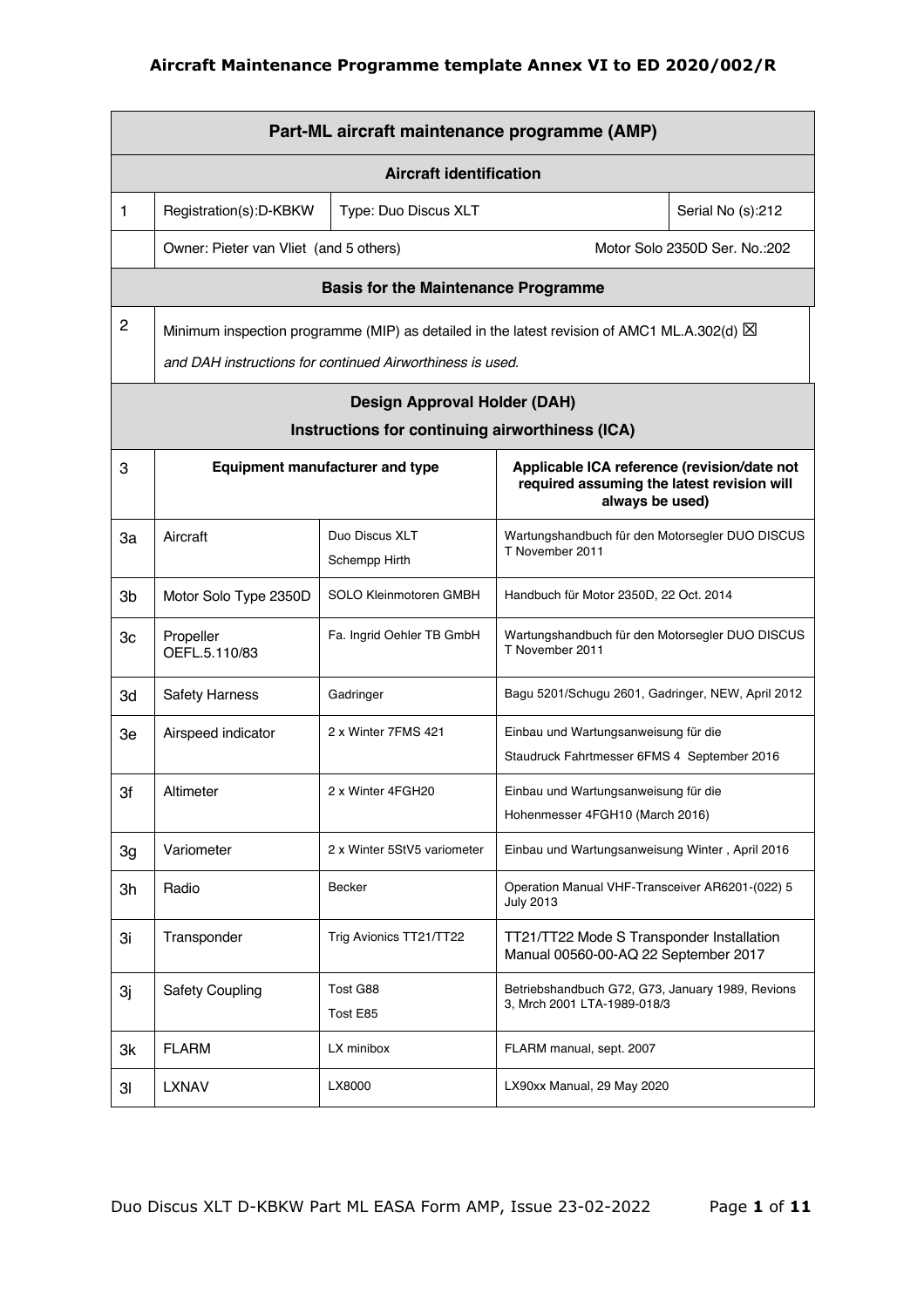# Aircraft Maintenance Programme template Annex VI to ED 2020/002/R

| | Part-ML aircraft maintenance programme (AMP) | | |
|---|---|---|---|
| | **Aircraft identification** | | |
| 1 | Registration(s):D-KBKW | Type: Duo Discus XLT | Serial No (s):212 |
| | Owner: Pieter van Vliet (and 5 others) | | Motor Solo 2350D Ser. No.:202 |
| | **Basis for the Maintenance Programme** | | |
| 2 | Minimum inspection programme (MIP) as detailed in the latest revision of AMC1 ML.A.302(d) ☒ *and DAH instructions for continued Airworthiness is used.* | | |

| | Design Approval Holder (DAH) Instructions for continuing airworthiness (ICA) | | |
|---|---|---|---|
| 3 | **Equipment manufacturer and type** | | **Applicable ICA reference (revision/date not required assuming the latest revision will always be used)** |
| 3a | Aircraft | Duo Discus XLT Schempp Hirth | Wartungshandbuch für den Motorsegler DUO DISCUS T November 2011 |
| 3b | Motor Solo Type 2350D | SOLO Kleinmotoren GMBH | Handbuch für Motor 2350D, 22 Oct. 2014 |
| 3c | Propeller OEFL.5.110/83 | Fa. Ingrid Oehler TB GmbH | Wartungshandbuch für den Motorsegler DUO DISCUS T November 2011 |
| 3d | Safety Harness | Gadringer | Bagu 5201/Schugu 2601, Gadringer, NEW, April 2012 |
| 3e | Airspeed indicator | 2 x Winter 7FMS 421 | Einbau und Wartungsanweisung für die Staudruck Fahrtmesser 6FMS 4 September 2016 |
| 3f | Altimeter | 2 x Winter 4FGH20 | Einbau und Wartungsanweisung für die Hohenmesser 4FGH10 (March 2016) |
| 3g | Variometer | 2 x Winter 5StV5 variometer | Einbau und Wartungsanweisung Winter , April 2016 |
| 3h | Radio | Becker | Operation Manual VHF-Transceiver AR6201-(022) 5 July 2013 |
| 3i | Transponder | Trig Avionics TT21/TT22 | TT21/TT22 Mode S Transponder Installation Manual 00560-00-AQ 22 September 2017 |
| 3j | Safety Coupling | Tost G88 Tost E85 | Betriebshandbuch G72, G73, January 1989, Revions 3, Mrch 2001 LTA-1989-018/3 |
| 3k | FLARM | LX minibox | FLARM manual, sept. 2007 |
| 3l | LXNAV | LX8000 | LX90xx Manual, 29 May 2020 |

Duo Discus XLT D-KBKW Part ML EASA Form AMP, Issue 23-02-2022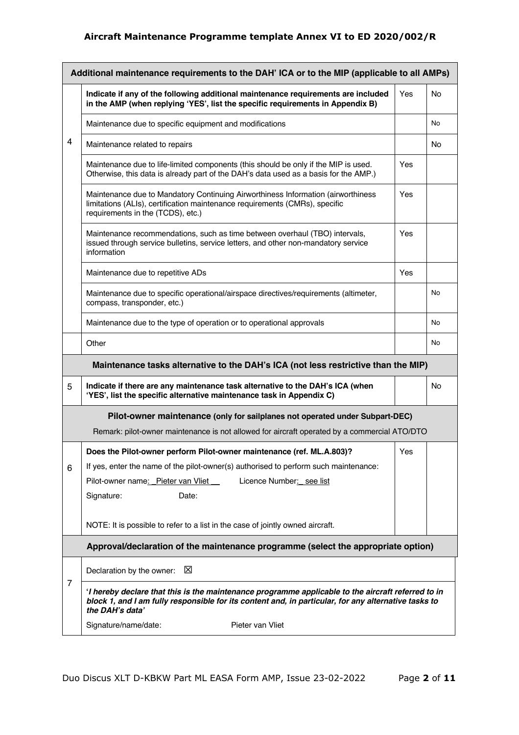**Aircraft Maintenance Programme template Annex VI to ED 2020/002/R**

| Additional maintenance requirements to the DAH' ICA or to the MIP (applicable to all AMPs) | | | |
|---|---|---|---|
| 4 | **Indicate if any of the following additional maintenance requirements are included in the AMP (when replying 'YES', list the specific requirements in Appendix B)** | Yes | No |
| | Maintenance due to specific equipment and modifications | | No |
| | Maintenance related to repairs | | No |
| | Maintenance due to life-limited components (this should be only if the MIP is used. Otherwise, this data is already part of the DAH's data used as a basis for the AMP.) | Yes | |
| | Maintenance due to Mandatory Continuing Airworthiness Information (airworthiness limitations (ALIs), certification maintenance requirements (CMRs), specific requirements in the (TCDS), etc.) | Yes | |
| | Maintenance recommendations, such as time between overhaul (TBO) intervals, issued through service bulletins, service letters, and other non-mandatory service information | Yes | |
| | Maintenance due to repetitive ADs | Yes | |
| | Maintenance due to specific operational/airspace directives/requirements (altimeter, compass, transponder, etc.) | | No |
| | Maintenance due to the type of operation or to operational approvals | | No |
| | Other | | No |
| **Maintenance tasks alternative to the DAH's ICA (not less restrictive than the MIP)** | | | |
| 5 | **Indicate if there are any maintenance task alternative to the DAH's ICA (when 'YES', list the specific alternative maintenance task in Appendix C)** | | No |
| **Pilot-owner maintenance (only for sailplanes not operated under Subpart-DEC)**<br>Remark: pilot-owner maintenance is not allowed for aircraft operated by a commercial ATO/DTO | | | |
| 6 | **Does the Pilot-owner perform Pilot-owner maintenance (ref. ML.A.803)?**<br>If yes, enter the name of the pilot-owner(s) authorised to perform such maintenance:<br>Pilot-owner name: Pieter van Vliet Licence Number: see list<br>Signature: Date:<br>NOTE: It is possible to refer to a list in the case of jointly owned aircraft. | Yes | |
| **Approval/declaration of the maintenance programme (select the appropriate option)** | | | |
| 7 | Declaration by the owner: ☒ | | |
| | ***'I hereby declare that this is the maintenance programme applicable to the aircraft referred to in block 1, and I am fully responsible for its content and, in particular, for any alternative tasks to the DAH's data'***<br>Signature/name/date: Pieter van Vliet | | |

Duo Discus XLT D-KBKW Part ML EASA Form AMP, Issue 23-02-2022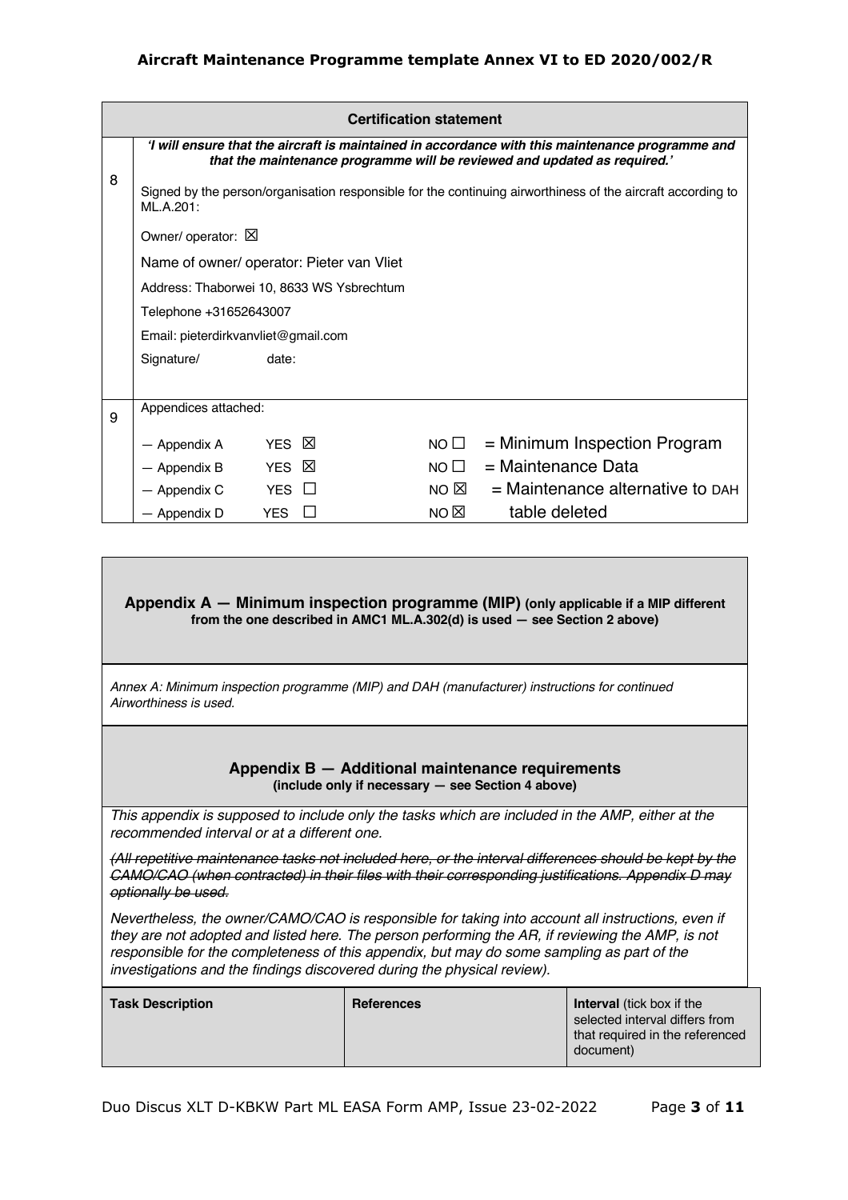| | Certification statement | | |
|---|---|---|---|
| 8 | ***'I will ensure that the aircraft is maintained in accordance with this maintenance programme and that the maintenance programme will be reviewed and updated as required.'*** <br><br> Signed by the person/organisation responsible for the continuing airworthiness of the aircraft according to ML.A.201: <br><br> Owner/ operator: ☒ <br><br> Name of owner/ operator: Pieter van Vliet <br><br> Address: Thaborwei 10, 8633 WS Ysbrechtum <br><br> Telephone +31652643007 <br><br> Email: pieterdirkvanvliet@gmail.com <br><br> Signature/ date: | | |
| 9 | Appendices attached: | | |
| | — Appendix A YES ☒ | NO ☐ | = Minimum Inspection Program |
| | — Appendix B YES ☒ | NO ☐ | = Maintenance Data |
| | — Appendix C YES ☐ | NO ☒ | = Maintenance alternative to DAH |
| | — Appendix D YES ☐ | NO ☒ | table deleted |

## Appendix A — Minimum inspection programme (MIP) (only applicable if a MIP different from the one described in AMC1 ML.A.302(d) is used — see Section 2 above)

*Annex A: Minimum inspection programme (MIP) and DAH (manufacturer) instructions for continued Airworthiness is used.*

## Appendix B — Additional maintenance requirements

**(include only if necessary — see Section 4 above)**

*This appendix is supposed to include only the tasks which are included in the AMP, either at the recommended interval or at a different one.*

~~*(All repetitive maintenance tasks not included here, or the interval differences should be kept by the CAMO/CAO (when contracted) in their files with their corresponding justifications. Appendix D may optionally be used.*~~

*Nevertheless, the owner/CAMO/CAO is responsible for taking into account all instructions, even if they are not adopted and listed here. The person performing the AR, if reviewing the AMP, is not responsible for the completeness of this appendix, but may do some sampling as part of the investigations and the findings discovered during the physical review).*

| Task Description | References | **Interval** (tick box if the selected interval differs from that required in the referenced document) |
|---|---|---|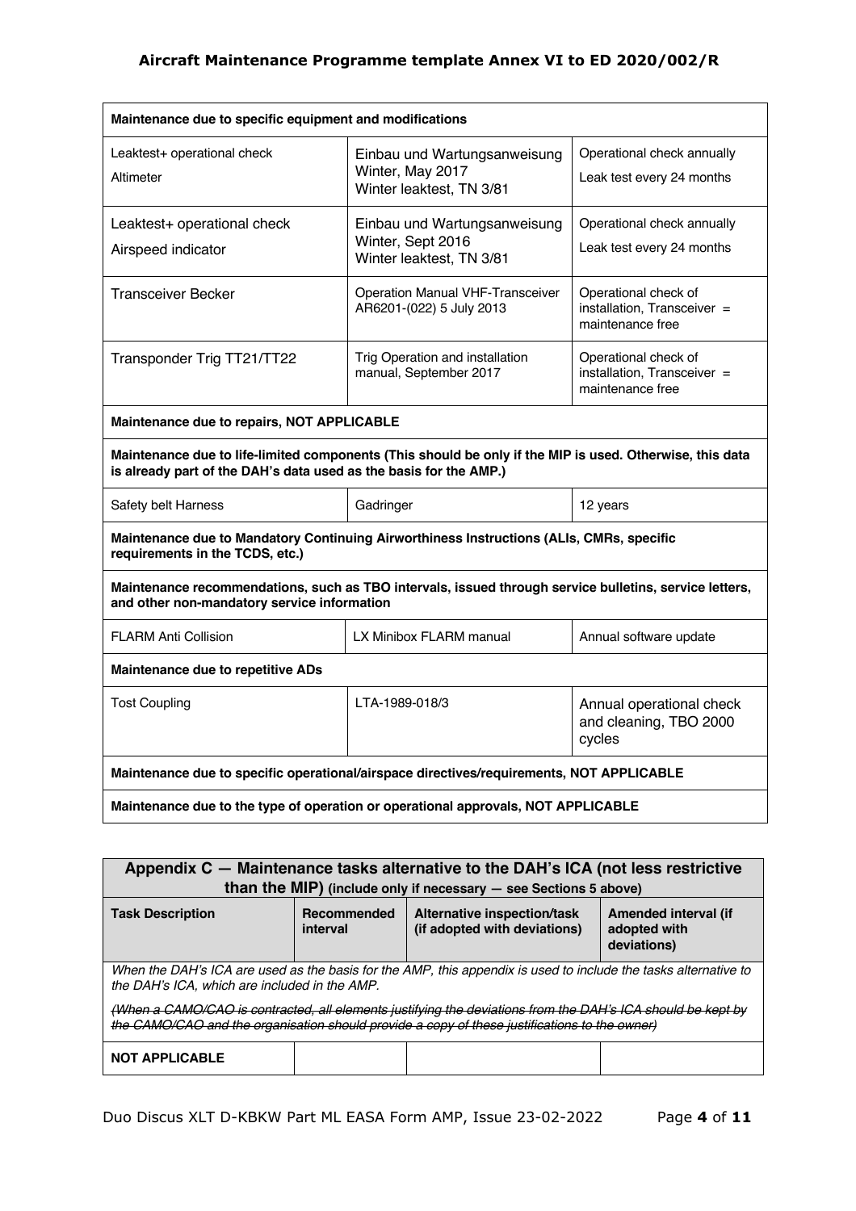| **Maintenance due to specific equipment and modifications** | | |
|---|---|---|
| Leaktest+ operational check<br>Altimeter | Einbau und Wartungsanweisung Winter, May 2017<br>Winter leaktest, TN 3/81 | Operational check annually<br>Leak test every 24 months |
| Leaktest+ operational check<br>Airspeed indicator | Einbau und Wartungsanweisung Winter, Sept 2016<br>Winter leaktest, TN 3/81 | Operational check annually<br>Leak test every 24 months |
| Transceiver Becker | Operation Manual VHF-Transceiver AR6201-(022) 5 July 2013 | Operational check of installation, Transceiver = maintenance free |
| Transponder Trig TT21/TT22 | Trig Operation and installation manual, September 2017 | Operational check of installation, Transceiver = maintenance free |
| **Maintenance due to repairs, NOT APPLICABLE** | | |
| **Maintenance due to life-limited components (This should be only if the MIP is used. Otherwise, this data is already part of the DAH's data used as the basis for the AMP.)** | | |
| Safety belt Harness | Gadringer | 12 years |
| **Maintenance due to Mandatory Continuing Airworthiness Instructions (ALIs, CMRs, specific requirements in the TCDS, etc.)** | | |
| **Maintenance recommendations, such as TBO intervals, issued through service bulletins, service letters, and other non-mandatory service information** | | |
| FLARM Anti Collision | LX Minibox FLARM manual | Annual software update |
| **Maintenance due to repetitive ADs** | | |
| Tost Coupling | LTA-1989-018/3 | Annual operational check and cleaning, TBO 2000 cycles |
| **Maintenance due to specific operational/airspace directives/requirements, NOT APPLICABLE** | | |
| **Maintenance due to the type of operation or operational approvals, NOT APPLICABLE** | | |

| **Appendix C — Maintenance tasks alternative to the DAH's ICA (not less restrictive than the MIP)** (include only if necessary — see Sections 5 above) | | | |
|---|---|---|---|
| **Task Description** | **Recommended interval** | **Alternative inspection/task (if adopted with deviations)** | **Amended interval (if adopted with deviations)** |
| *When the DAH's ICA are used as the basis for the AMP, this appendix is used to include the tasks alternative to the DAH's ICA, which are included in the AMP.*<br>~~*(When a CAMO/CAO is contracted, all elements justifying the deviations from the DAH's ICA should be kept by the CAMO/CAO and the organisation should provide a copy of these justifications to the owner)*~~ | | | |
| **NOT APPLICABLE** | | | |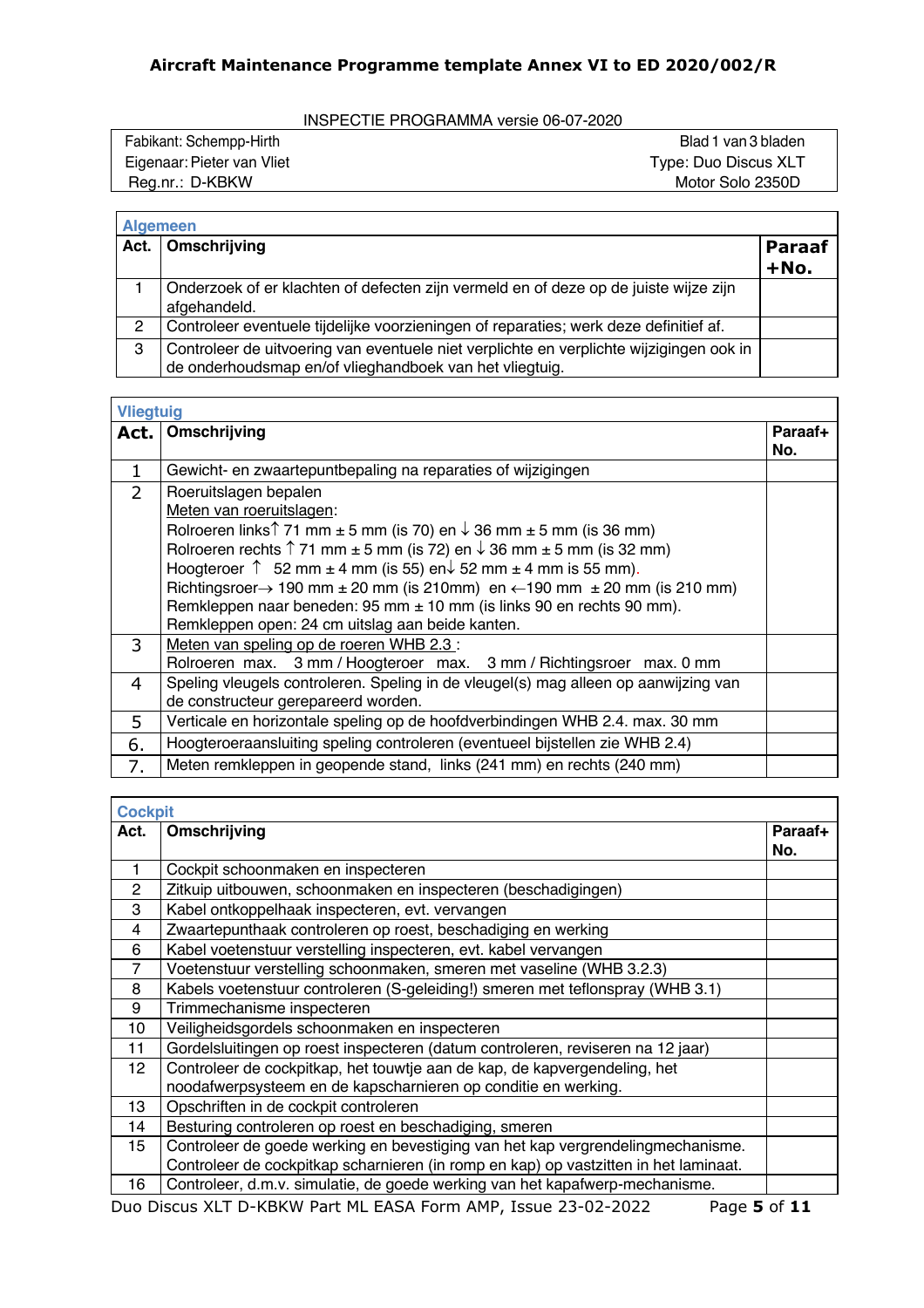**Aircraft Maintenance Programme template Annex VI to ED 2020/002/R**

INSPECTIE PROGRAMMA versie 06-07-2020

| | |
|---|---|
| Fabikant: Schempp-Hirth | Blad 1 van 3 bladen |
| Eigenaar: Pieter van Vliet | Type: Duo Discus XLT |
| Reg.nr.: D-KBKW | Motor Solo 2350D |

**Algemeen**

| Act. | Omschrijving | Paraaf +No. |
|---|---|---|
| 1 | Onderzoek of er klachten of defecten zijn vermeld en of deze op de juiste wijze zijn afgehandeld. | |
| 2 | Controleer eventuele tijdelijke voorzieningen of reparaties; werk deze definitief af. | |
| 3 | Controleer de uitvoering van eventuele niet verplichte en verplichte wijzigingen ook in de onderhoudsmap en/of vlieghandboek van het vliegtuig. | |

**Vliegtuig**

| Act. | Omschrijving | Paraaf+ No. |
|---|---|---|
| 1 | Gewicht- en zwaartepuntbepaling na reparaties of wijzigingen | |
| 2 | Roeruitslagen bepalen<br>Meten van roeruitslagen:<br>Rolroeren links↑ 71 mm ± 5 mm (is 70) en ↓ 36 mm ± 5 mm (is 36 mm)<br>Rolroeren rechts ↑ 71 mm ± 5 mm (is 72) en ↓ 36 mm ± 5 mm (is 32 mm)<br>Hoogteroer ↑ 52 mm ± 4 mm (is 55) en↓ 52 mm ± 4 mm is 55 mm).<br>Richtingsroer→ 190 mm ± 20 mm (is 210mm) en ←190 mm ± 20 mm (is 210 mm)<br>Remkleppen naar beneden: 95 mm ± 10 mm (is links 90 en rechts 90 mm).<br>Remkleppen open: 24 cm uitslag aan beide kanten. | |
| 3 | Meten van speling op de roeren WHB 2.3 :<br>Rolroeren max. 3 mm / Hoogteroer max. 3 mm / Richtingsroer max. 0 mm | |
| 4 | Speling vleugels controleren. Speling in de vleugel(s) mag alleen op aanwijzing van de constructeur gerepareerd worden. | |
| 5 | Verticale en horizontale speling op de hoofdverbindingen WHB 2.4. max. 30 mm | |
| 6. | Hoogteroeraansluiting speling controleren (eventueel bijstellen zie WHB 2.4) | |
| 7. | Meten remkleppen in geopende stand, links (241 mm) en rechts (240 mm) | |

**Cockpit**

| Act. | Omschrijving | Paraaf+ No. |
|---|---|---|
| 1 | Cockpit schoonmaken en inspecteren | |
| 2 | Zitkuip uitbouwen, schoonmaken en inspecteren (beschadigingen) | |
| 3 | Kabel ontkoppelhaak inspecteren, evt. vervangen | |
| 4 | Zwaartepunthaak controleren op roest, beschadiging en werking | |
| 6 | Kabel voetenstuur verstelling inspecteren, evt. kabel vervangen | |
| 7 | Voetenstuur verstelling schoonmaken, smeren met vaseline (WHB 3.2.3) | |
| 8 | Kabels voetenstuur controleren (S-geleiding!) smeren met teflonspray (WHB 3.1) | |
| 9 | Trimmechanisme inspecteren | |
| 10 | Veiligheidsgordels schoonmaken en inspecteren | |
| 11 | Gordelsluitingen op roest inspecteren (datum controleren, reviseren na 12 jaar) | |
| 12 | Controleer de cockpitkap, het touwtje aan de kap, de kapvergendeling, het noodafwerpsysteem en de kapscharnieren op conditie en werking. | |
| 13 | Opschriften in de cockpit controleren | |
| 14 | Besturing controleren op roest en beschadiging, smeren | |
| 15 | Controleer de goede werking en bevestiging van het kap vergrendelingmechanisme. Controleer de cockpitkap scharnieren (in romp en kap) op vastzitten in het laminaat. | |
| 16 | Controleer, d.m.v. simulatie, de goede werking van het kapafwerp-mechanisme. | |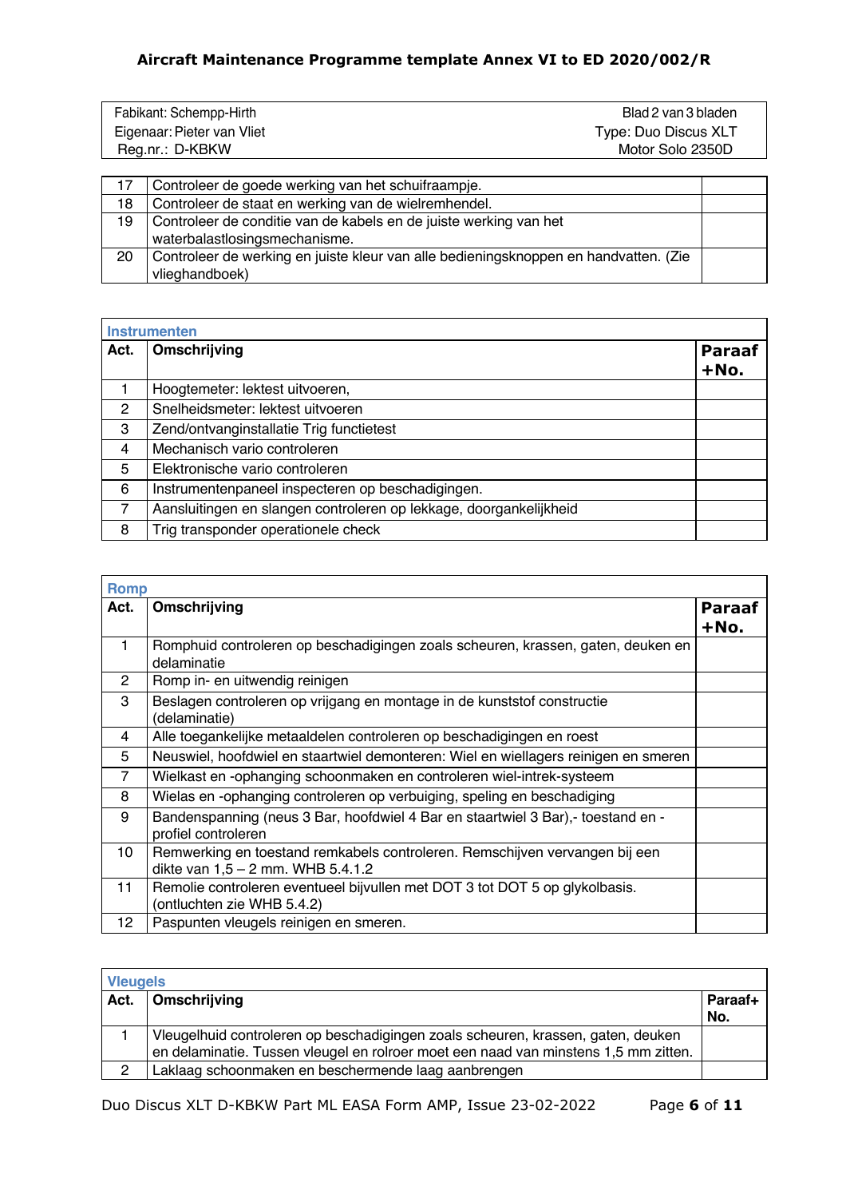| Fabikant: Schempp-Hirth | Blad 2 van 3 bladen |
| --- | --- |
| Eigenaar: Pieter van Vliet | Type: Duo Discus XLT |
| Reg.nr.: D-KBKW | Motor Solo 2350D |

| | | |
| --- | --- | --- |
| 17 | Controleer de goede werking van het schuifraampje. | |
| 18 | Controleer de staat en werking van de wielremhendel. | |
| 19 | Controleer de conditie van de kabels en de juiste werking van het waterbalastlosingsmechanisme. | |
| 20 | Controleer de werking en juiste kleur van alle bedieningsknoppen en handvatten. (Zie vlieghandboek) | |

**Instrumenten**

| Act. | Omschrijving | Paraaf +No. |
| --- | --- | --- |
| 1 | Hoogtemeter: lektest uitvoeren, | |
| 2 | Snelheidsmeter: lektest uitvoeren | |
| 3 | Zend/ontvanginstallatie Trig functietest | |
| 4 | Mechanisch vario controleren | |
| 5 | Elektronische vario controleren | |
| 6 | Instrumentenpaneel inspecteren op beschadigingen. | |
| 7 | Aansluitingen en slangen controleren op lekkage, doorgankelijkheid | |
| 8 | Trig transponder operationele check | |

**Romp**

| Act. | Omschrijving | Paraaf +No. |
| --- | --- | --- |
| 1 | Romphuid controleren op beschadigingen zoals scheuren, krassen, gaten, deuken en delaminatie | |
| 2 | Romp in- en uitwendig reinigen | |
| 3 | Beslagen controleren op vrijgang en montage in de kunststof constructie (delaminatie) | |
| 4 | Alle toegankelijke metaaldelen controleren op beschadigingen en roest | |
| 5 | Neuswiel, hoofdwiel en staartwiel demonteren: Wiel en wiellagers reinigen en smeren | |
| 7 | Wielkast en -ophanging schoonmaken en controleren wiel-intrek-systeem | |
| 8 | Wielas en -ophanging controleren op verbuiging, speling en beschadiging | |
| 9 | Bandenspanning (neus 3 Bar, hoofdwiel 4 Bar en staartwiel 3 Bar),- toestand en -profiel controleren | |
| 10 | Remwerking en toestand remkabels controleren. Remschijven vervangen bij een dikte van 1,5 – 2 mm. WHB 5.4.1.2 | |
| 11 | Remolie controleren eventueel bijvullen met DOT 3 tot DOT 5 op glykolbasis. (ontluchten zie WHB 5.4.2) | |
| 12 | Paspunten vleugels reinigen en smeren. | |

**Vleugels**

| Act. | Omschrijving | Paraaf+ No. |
| --- | --- | --- |
| 1 | Vleugelhuid controleren op beschadigingen zoals scheuren, krassen, gaten, deuken en delaminatie. Tussen vleugel en rolroer moet een naad van minstens 1,5 mm zitten. | |
| 2 | Laklaag schoonmaken en beschermende laag aanbrengen | |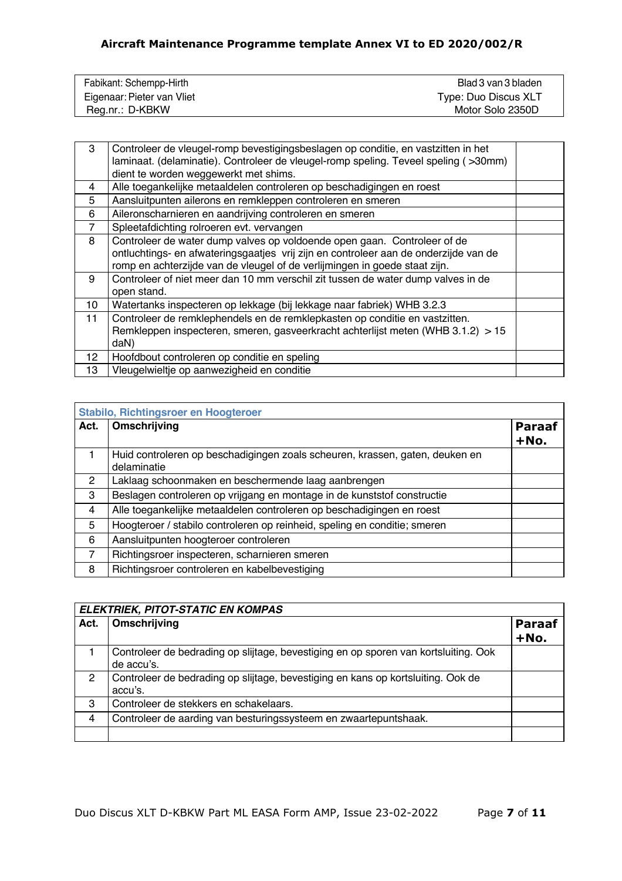| Fabikant: Schempp-Hirth | Blad 3 van 3 bladen |
|---|---|
| Eigenaar: Pieter van Vliet | Type: Duo Discus XLT |
| Reg.nr.: D-KBKW | Motor Solo 2350D |

| | | |
|---|---|---|
| 3 | Controleer de vleugel-romp bevestigingsbeslagen op conditie, en vastzitten in het laminaat. (delaminatie). Controleer de vleugel-romp speling. Teveel speling ( >30mm) dient te worden weggewerkt met shims. | |
| 4 | Alle toegankelijke metaaldelen controleren op beschadigingen en roest | |
| 5 | Aansluitpunten ailerons en remkleppen controleren en smeren | |
| 6 | Aileronscharnieren en aandrijving controleren en smeren | |
| 7 | Spleetafdichting rolroeren evt. vervangen | |
| 8 | Controleer de water dump valves op voldoende open gaan. Controleer of de ontluchtings- en afwateringsgaatjes vrij zijn en controleer aan de onderzijde van de romp en achterzijde van de vleugel of de verlijmingen in goede staat zijn. | |
| 9 | Controleer of niet meer dan 10 mm verschil zit tussen de water dump valves in de open stand. | |
| 10 | Watertanks inspecteren op lekkage (bij lekkage naar fabriek) WHB 3.2.3 | |
| 11 | Controleer de remklephendels en de remklepkasten op conditie en vastzitten. Remkleppen inspecteren, smeren, gasveerkracht achterlijst meten (WHB 3.1.2) > 15 daN) | |
| 12 | Hoofdbout controleren op conditie en speling | |
| 13 | Vleugelwieltje op aanwezigheid en conditie | |

| Stabilo, Richtingsroer en Hoogteroer | | |
|---|---|---|
| **Act.** | **Omschrijving** | **Paraaf +No.** |
| 1 | Huid controleren op beschadigingen zoals scheuren, krassen, gaten, deuken en delaminatie | |
| 2 | Laklaag schoonmaken en beschermende laag aanbrengen | |
| 3 | Beslagen controleren op vrijgang en montage in de kunststof constructie | |
| 4 | Alle toegankelijke metaaldelen controleren op beschadigingen en roest | |
| 5 | Hoogteroer / stabilo controleren op reinheid, speling en conditie; smeren | |
| 6 | Aansluitpunten hoogteroer controleren | |
| 7 | Richtingsroer inspecteren, scharnieren smeren | |
| 8 | Richtingsroer controleren en kabelbevestiging | |

| *ELEKTRIEK, PITOT-STATIC EN KOMPAS* | | |
|---|---|---|
| **Act.** | **Omschrijving** | **Paraaf +No.** |
| 1 | Controleer de bedrading op slijtage, bevestiging en op sporen van kortsluiting. Ook de accu's. | |
| 2 | Controleer de bedrading op slijtage, bevestiging en kans op kortsluiting. Ook de accu's. | |
| 3 | Controleer de stekkers en schakelaars. | |
| 4 | Controleer de aarding van besturingssysteem en zwaartepuntshaak. | |
| | | |

Duo Discus XLT D-KBKW Part ML EASA Form AMP, Issue 23-02-2022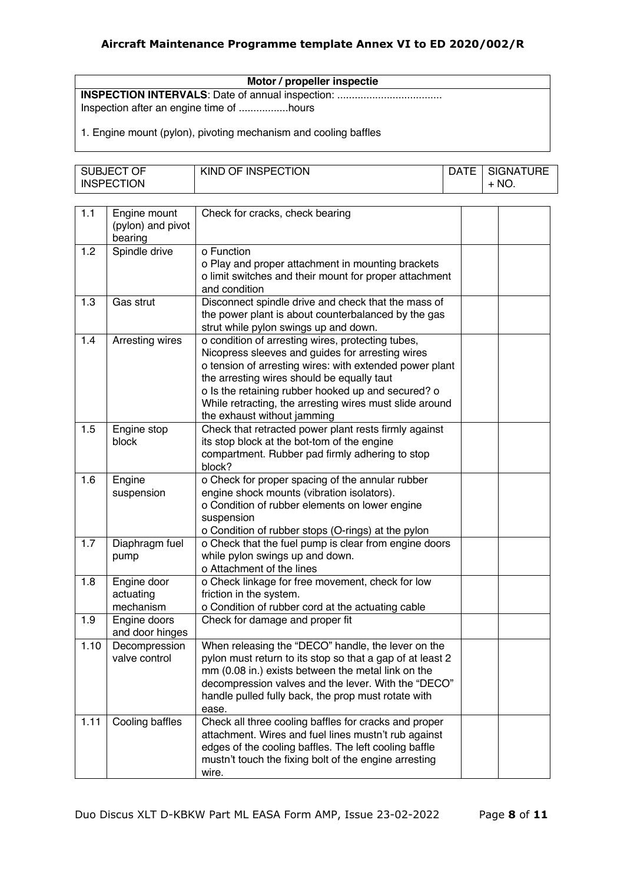| Motor / propeller inspectie |
|---|
| **INSPECTION INTERVALS**: Date of annual inspection: .................................... |
| Inspection after an engine time of .................hours |
| 1. Engine mount (pylon), pivoting mechanism and cooling baffles |

| | SUBJECT OF INSPECTION | KIND OF INSPECTION | DATE | SIGNATURE + NO. |
|---|---|---|---|---|
| 1.1 | Engine mount (pylon) and pivot bearing | Check for cracks, check bearing | | |
| 1.2 | Spindle drive | o Function<br>o Play and proper attachment in mounting brackets<br>o limit switches and their mount for proper attachment and condition | | |
| 1.3 | Gas strut | Disconnect spindle drive and check that the mass of the power plant is about counterbalanced by the gas strut while pylon swings up and down. | | |
| 1.4 | Arresting wires | o condition of arresting wires, protecting tubes, Nicopress sleeves and guides for arresting wires<br>o tension of arresting wires: with extended power plant the arresting wires should be equally taut<br>o Is the retaining rubber hooked up and secured? o While retracting, the arresting wires must slide around the exhaust without jamming | | |
| 1.5 | Engine stop block | Check that retracted power plant rests firmly against its stop block at the bot-tom of the engine compartment. Rubber pad firmly adhering to stop block? | | |
| 1.6 | Engine suspension | o Check for proper spacing of the annular rubber engine shock mounts (vibration isolators).<br>o Condition of rubber elements on lower engine suspension<br>o Condition of rubber stops (O-rings) at the pylon | | |
| 1.7 | Diaphragm fuel pump | o Check that the fuel pump is clear from engine doors while pylon swings up and down.<br>o Attachment of the lines | | |
| 1.8 | Engine door actuating mechanism | o Check linkage for free movement, check for low friction in the system.<br>o Condition of rubber cord at the actuating cable | | |
| 1.9 | Engine doors and door hinges | Check for damage and proper fit | | |
| 1.10 | Decompression valve control | When releasing the "DECO" handle, the lever on the pylon must return to its stop so that a gap of at least 2 mm (0.08 in.) exists between the metal link on the decompression valves and the lever. With the "DECO" handle pulled fully back, the prop must rotate with ease. | | |
| 1.11 | Cooling baffles | Check all three cooling baffles for cracks and proper attachment. Wires and fuel lines mustn't rub against edges of the cooling baffles. The left cooling baffle mustn't touch the fixing bolt of the engine arresting wire. | | |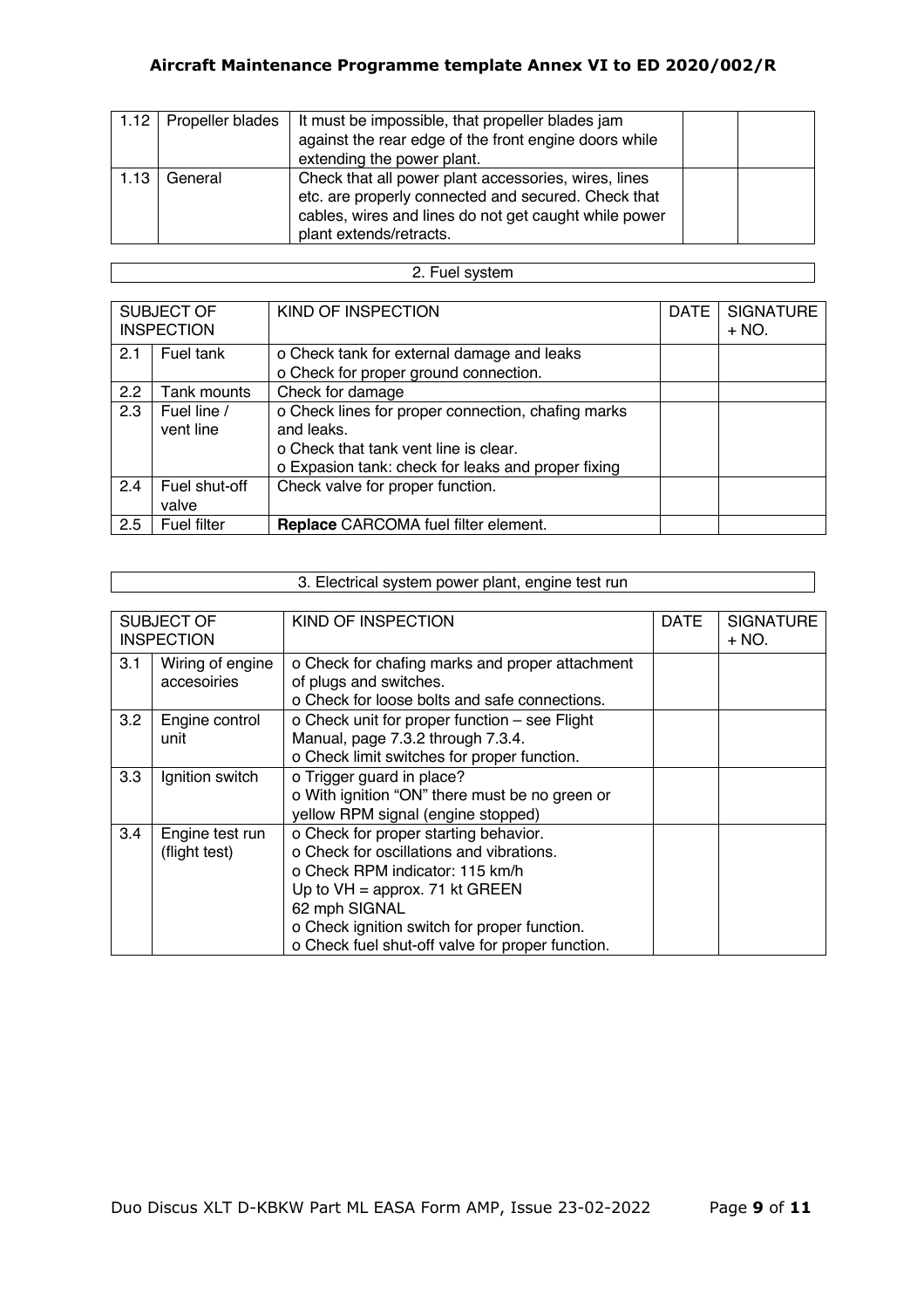| | | | | |
|---|---|---|---|---|
| 1.12 | Propeller blades | It must be impossible, that propeller blades jam against the rear edge of the front engine doors while extending the power plant. | | |
| 1.13 | General | Check that all power plant accessories, wires, lines etc. are properly connected and secured. Check that cables, wires and lines do not get caught while power plant extends/retracts. | | |

## 2. Fuel system

| SUBJECT OF INSPECTION | | KIND OF INSPECTION | DATE | SIGNATURE + NO. |
|---|---|---|---|---|
| 2.1 | Fuel tank | o Check tank for external damage and leaks<br>o Check for proper ground connection. | | |
| 2.2 | Tank mounts | Check for damage | | |
| 2.3 | Fuel line / vent line | o Check lines for proper connection, chafing marks and leaks.<br>o Check that tank vent line is clear.<br>o Expasion tank: check for leaks and proper fixing | | |
| 2.4 | Fuel shut-off valve | Check valve for proper function. | | |
| 2.5 | Fuel filter | **Replace** CARCOMA fuel filter element. | | |

## 3. Electrical system power plant, engine test run

| SUBJECT OF INSPECTION | | KIND OF INSPECTION | DATE | SIGNATURE + NO. |
|---|---|---|---|---|
| 3.1 | Wiring of engine accesoiries | o Check for chafing marks and proper attachment of plugs and switches.<br>o Check for loose bolts and safe connections. | | |
| 3.2 | Engine control unit | o Check unit for proper function – see Flight Manual, page 7.3.2 through 7.3.4.<br>o Check limit switches for proper function. | | |
| 3.3 | Ignition switch | o Trigger guard in place?<br>o With ignition "ON" there must be no green or yellow RPM signal (engine stopped) | | |
| 3.4 | Engine test run (flight test) | o Check for proper starting behavior.<br>o Check for oscillations and vibrations.<br>o Check RPM indicator: 115 km/h<br>Up to VH = approx. 71 kt GREEN<br>62 mph SIGNAL<br>o Check ignition switch for proper function.<br>o Check fuel shut-off valve for proper function. | | |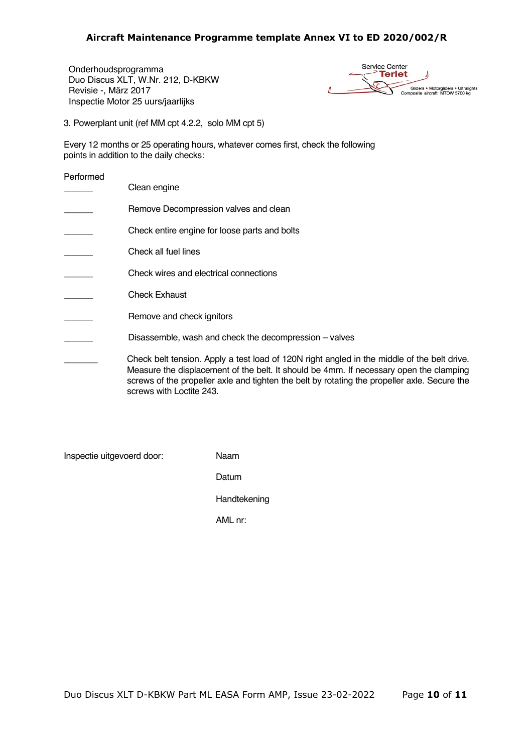Onderhoudsprogramma
Duo Discus XLT, W.Nr. 212, D-KBKW
Revisie -, März 2017
Inspectie Motor 25 uurs/jaarlijks

Service Center **Terlet**
Gliders • Motorgliders • Ultralights
Composite aircraft MTOW 5700 kg

3. Powerplant unit (ref MM cpt 4.2.2, solo MM cpt 5)

Every 12 months or 25 operating hours, whatever comes first, check the following points in addition to the daily checks:

| Performed | |
|---|---|
| ______ | Clean engine |
| ______ | Remove Decompression valves and clean |
| ______ | Check entire engine for loose parts and bolts |
| ______ | Check all fuel lines |
| ______ | Check wires and electrical connections |
| ______ | Check Exhaust |
| ______ | Remove and check ignitors |
| ______ | Disassemble, wash and check the decompression – valves |
| _______ | Check belt tension. Apply a test load of 120N right angled in the middle of the belt drive. Measure the displacement of the belt. It should be 4mm. If necessary open the clamping screws of the propeller axle and tighten the belt by rotating the propeller axle. Secure the screws with Loctite 243. |

Inspectie uitgevoerd door:

Naam

Datum

Handtekening

AML nr: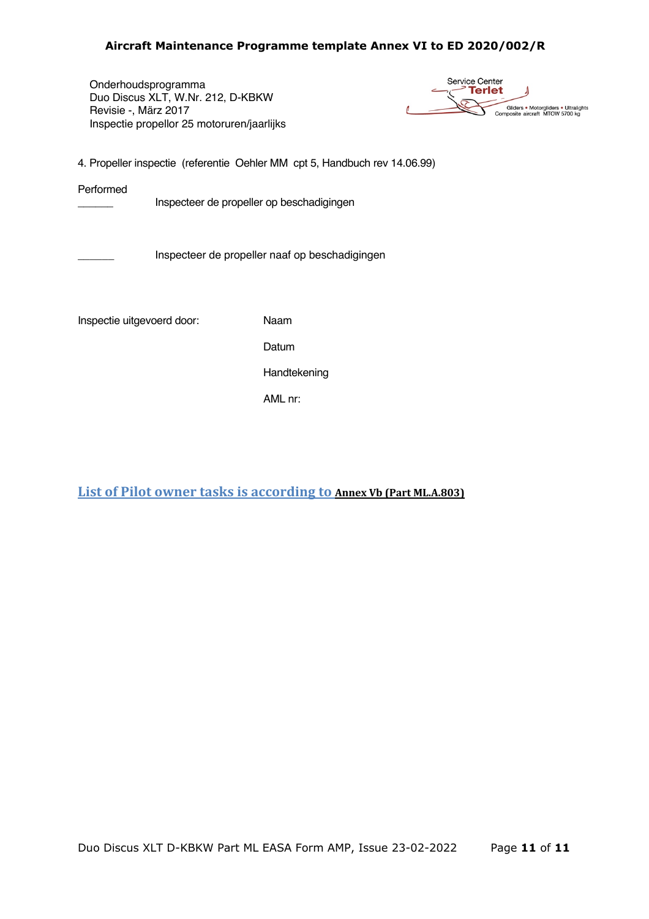Onderhoudsprogramma
Duo Discus XLT, W.Nr. 212, D-KBKW
Revisie -, März 2017
Inspectie propellor 25 motoruren/jaarlijks

4. Propeller inspectie (referentie Oehler MM cpt 5, Handbuch rev 14.06.99)

Performed

______ Inspecteer de propeller op beschadigingen

______ Inspecteer de propeller naaf op beschadigingen

Inspectie uitgevoerd door:

Naam

Datum

Handtekening

AML nr:

**List of Pilot owner tasks is according to Annex Vb (Part ML.A.803)**